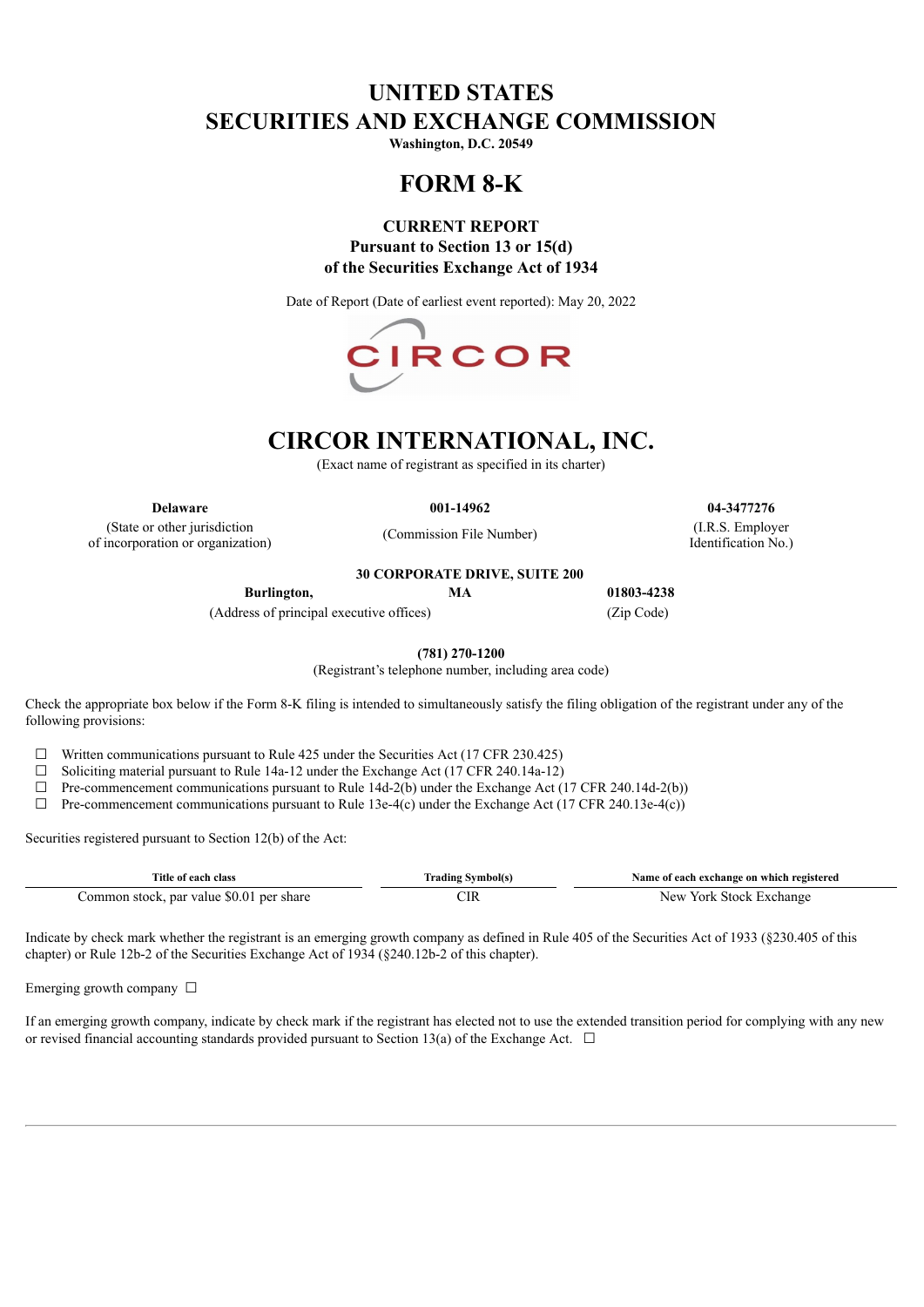# UNITED STATES
# SECURITIES AND EXCHANGE COMMISSION

**Washington, D.C. 20549**

# FORM 8-K

**CURRENT REPORT**
**Pursuant to Section 13 or 15(d)**
**of the Securities Exchange Act of 1934**

Date of Report (Date of earliest event reported): May 20, 2022

# CIRCOR INTERNATIONAL, INC.

(Exact name of registrant as specified in its charter)

| **Delaware** | **001-14962** | **04-3477276** |
|---|---|---|
| (State or other jurisdiction of incorporation or organization) | (Commission File Number) | (I.R.S. Employer Identification No.) |

**30 CORPORATE DRIVE, SUITE 200**

| **Burlington,** | **MA** | **01803-4238** |
|---|---|---|
| (Address of principal executive offices) | | (Zip Code) |

**(781) 270-1200**
(Registrant's telephone number, including area code)

Check the appropriate box below if the Form 8-K filing is intended to simultaneously satisfy the filing obligation of the registrant under any of the following provisions:

- ☐ Written communications pursuant to Rule 425 under the Securities Act (17 CFR 230.425)
- ☐ Soliciting material pursuant to Rule 14a-12 under the Exchange Act (17 CFR 240.14a-12)
- ☐ Pre-commencement communications pursuant to Rule 14d-2(b) under the Exchange Act (17 CFR 240.14d-2(b))
- ☐ Pre-commencement communications pursuant to Rule 13e-4(c) under the Exchange Act (17 CFR 240.13e-4(c))

Securities registered pursuant to Section 12(b) of the Act:

| Title of each class | Trading Symbol(s) | Name of each exchange on which registered |
|---|---|---|
| Common stock, par value $0.01 per share | CIR | New York Stock Exchange |

Indicate by check mark whether the registrant is an emerging growth company as defined in Rule 405 of the Securities Act of 1933 (§230.405 of this chapter) or Rule 12b-2 of the Securities Exchange Act of 1934 (§240.12b-2 of this chapter).

Emerging growth company ☐

If an emerging growth company, indicate by check mark if the registrant has elected not to use the extended transition period for complying with any new or revised financial accounting standards provided pursuant to Section 13(a) of the Exchange Act. ☐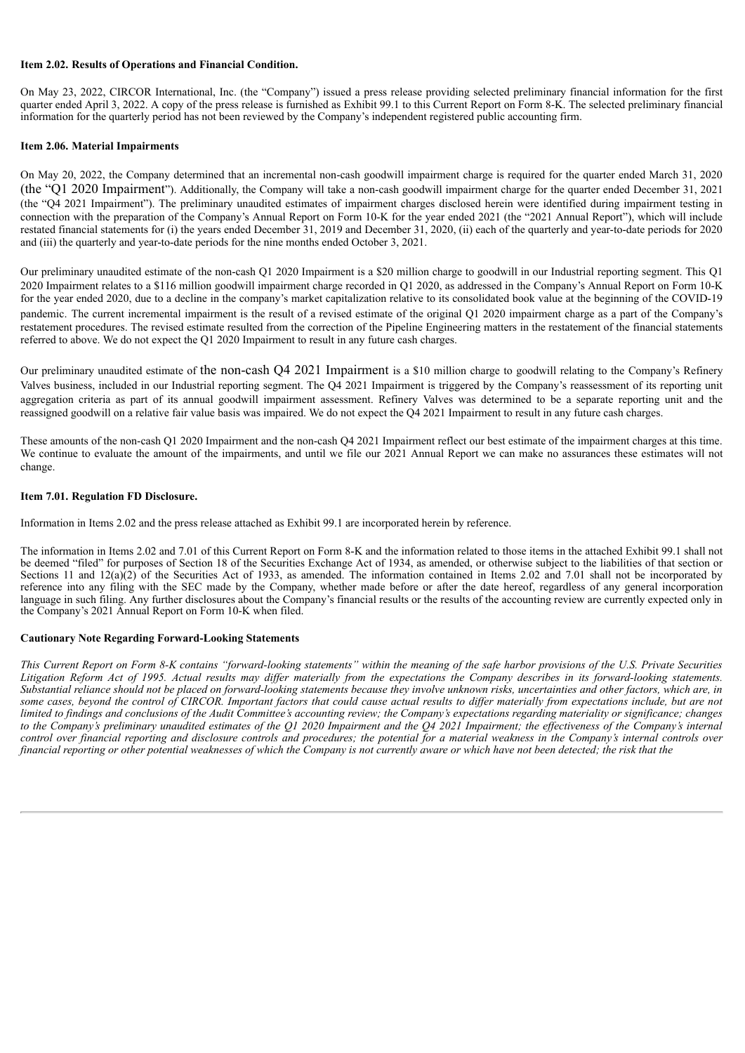**Item 2.02. Results of Operations and Financial Condition.**

On May 23, 2022, CIRCOR International, Inc. (the "Company") issued a press release providing selected preliminary financial information for the first quarter ended April 3, 2022. A copy of the press release is furnished as Exhibit 99.1 to this Current Report on Form 8-K. The selected preliminary financial information for the quarterly period has not been reviewed by the Company's independent registered public accounting firm.

**Item 2.06. Material Impairments**

On May 20, 2022, the Company determined that an incremental non-cash goodwill impairment charge is required for the quarter ended March 31, 2020 (the "Q1 2020 Impairment"). Additionally, the Company will take a non-cash goodwill impairment charge for the quarter ended December 31, 2021 (the "Q4 2021 Impairment"). The preliminary unaudited estimates of impairment charges disclosed herein were identified during impairment testing in connection with the preparation of the Company's Annual Report on Form 10-K for the year ended 2021 (the "2021 Annual Report"), which will include restated financial statements for (i) the years ended December 31, 2019 and December 31, 2020, (ii) each of the quarterly and year-to-date periods for 2020 and (iii) the quarterly and year-to-date periods for the nine months ended October 3, 2021.

Our preliminary unaudited estimate of the non-cash Q1 2020 Impairment is a $20 million charge to goodwill in our Industrial reporting segment. This Q1 2020 Impairment relates to a $116 million goodwill impairment charge recorded in Q1 2020, as addressed in the Company's Annual Report on Form 10-K for the year ended 2020, due to a decline in the company's market capitalization relative to its consolidated book value at the beginning of the COVID-19 pandemic. The current incremental impairment is the result of a revised estimate of the original Q1 2020 impairment charge as a part of the Company's restatement procedures. The revised estimate resulted from the correction of the Pipeline Engineering matters in the restatement of the financial statements referred to above. We do not expect the Q1 2020 Impairment to result in any future cash charges.

Our preliminary unaudited estimate of the non-cash Q4 2021 Impairment is a $10 million charge to goodwill relating to the Company's Refinery Valves business, included in our Industrial reporting segment. The Q4 2021 Impairment is triggered by the Company's reassessment of its reporting unit aggregation criteria as part of its annual goodwill impairment assessment. Refinery Valves was determined to be a separate reporting unit and the reassigned goodwill on a relative fair value basis was impaired. We do not expect the Q4 2021 Impairment to result in any future cash charges.

These amounts of the non-cash Q1 2020 Impairment and the non-cash Q4 2021 Impairment reflect our best estimate of the impairment charges at this time. We continue to evaluate the amount of the impairments, and until we file our 2021 Annual Report we can make no assurances these estimates will not change.

**Item 7.01. Regulation FD Disclosure.**

Information in Items 2.02 and the press release attached as Exhibit 99.1 are incorporated herein by reference.

The information in Items 2.02 and 7.01 of this Current Report on Form 8-K and the information related to those items in the attached Exhibit 99.1 shall not be deemed "filed" for purposes of Section 18 of the Securities Exchange Act of 1934, as amended, or otherwise subject to the liabilities of that section or Sections 11 and 12(a)(2) of the Securities Act of 1933, as amended. The information contained in Items 2.02 and 7.01 shall not be incorporated by reference into any filing with the SEC made by the Company, whether made before or after the date hereof, regardless of any general incorporation language in such filing. Any further disclosures about the Company's financial results or the results of the accounting review are currently expected only in the Company's 2021 Annual Report on Form 10-K when filed.

**Cautionary Note Regarding Forward-Looking Statements**

*This Current Report on Form 8-K contains "forward-looking statements" within the meaning of the safe harbor provisions of the U.S. Private Securities Litigation Reform Act of 1995. Actual results may differ materially from the expectations the Company describes in its forward-looking statements. Substantial reliance should not be placed on forward-looking statements because they involve unknown risks, uncertainties and other factors, which are, in some cases, beyond the control of CIRCOR. Important factors that could cause actual results to differ materially from expectations include, but are not limited to findings and conclusions of the Audit Committee's accounting review; the Company's expectations regarding materiality or significance; changes to the Company's preliminary unaudited estimates of the Q1 2020 Impairment and the Q4 2021 Impairment; the effectiveness of the Company's internal control over financial reporting and disclosure controls and procedures; the potential for a material weakness in the Company's internal controls over financial reporting or other potential weaknesses of which the Company is not currently aware or which have not been detected; the risk that the*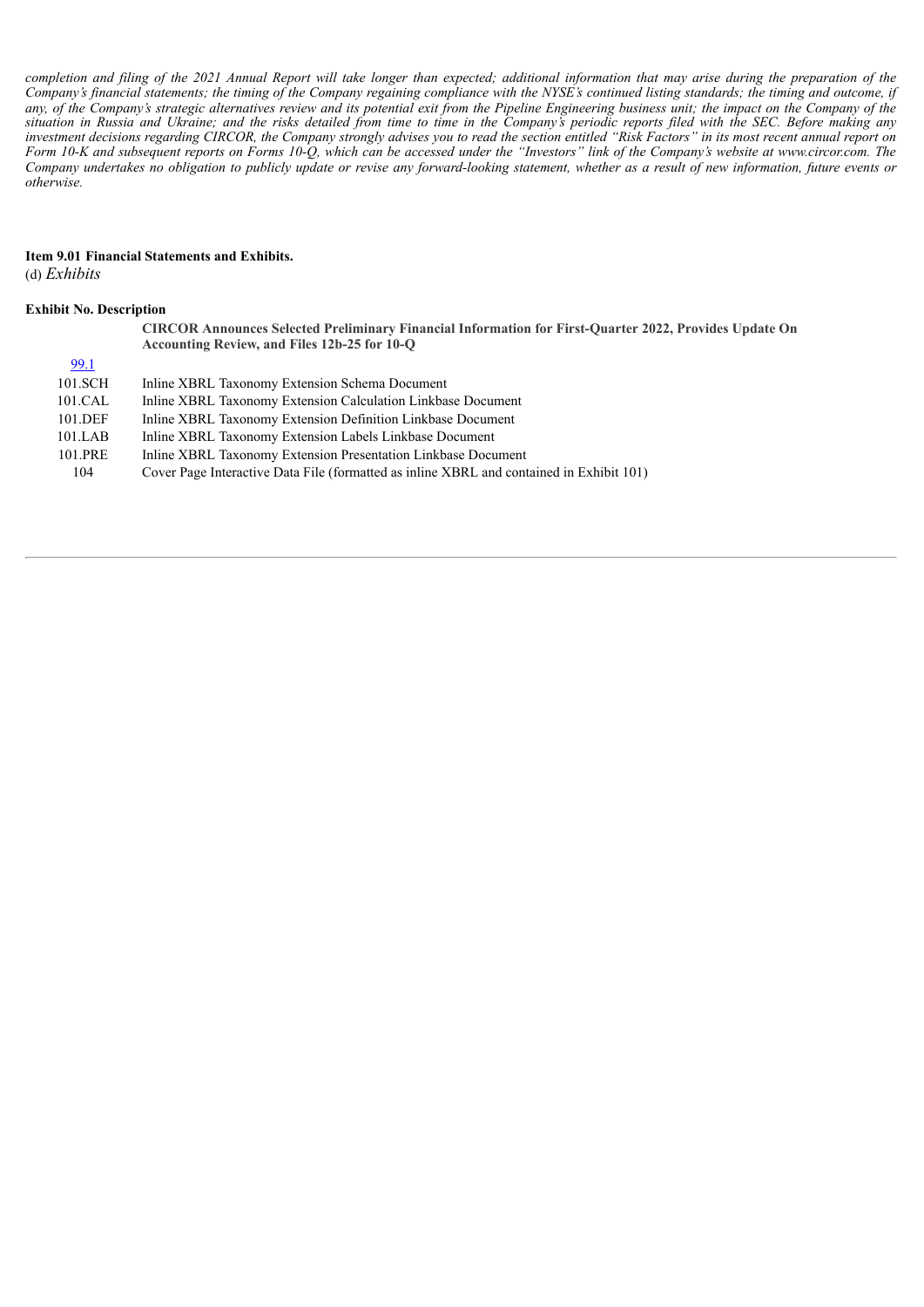*completion and filing of the 2021 Annual Report will take longer than expected; additional information that may arise during the preparation of the Company's financial statements; the timing of the Company regaining compliance with the NYSE's continued listing standards; the timing and outcome, if any, of the Company's strategic alternatives review and its potential exit from the Pipeline Engineering business unit; the impact on the Company of the situation in Russia and Ukraine; and the risks detailed from time to time in the Company's periodic reports filed with the SEC. Before making any investment decisions regarding CIRCOR, the Company strongly advises you to read the section entitled "Risk Factors" in its most recent annual report on Form 10-K and subsequent reports on Forms 10-Q, which can be accessed under the "Investors" link of the Company's website at www.circor.com. The Company undertakes no obligation to publicly update or revise any forward-looking statement, whether as a result of new information, future events or otherwise.*

**Item 9.01 Financial Statements and Exhibits.**

(d) *Exhibits*

| Exhibit No. | Description |
|---|---|
| 99.1 | **CIRCOR Announces Selected Preliminary Financial Information for First-Quarter 2022, Provides Update On Accounting Review, and Files 12b-25 for 10-Q** |
| 101.SCH | Inline XBRL Taxonomy Extension Schema Document |
| 101.CAL | Inline XBRL Taxonomy Extension Calculation Linkbase Document |
| 101.DEF | Inline XBRL Taxonomy Extension Definition Linkbase Document |
| 101.LAB | Inline XBRL Taxonomy Extension Labels Linkbase Document |
| 101.PRE | Inline XBRL Taxonomy Extension Presentation Linkbase Document |
| 104 | Cover Page Interactive Data File (formatted as inline XBRL and contained in Exhibit 101) |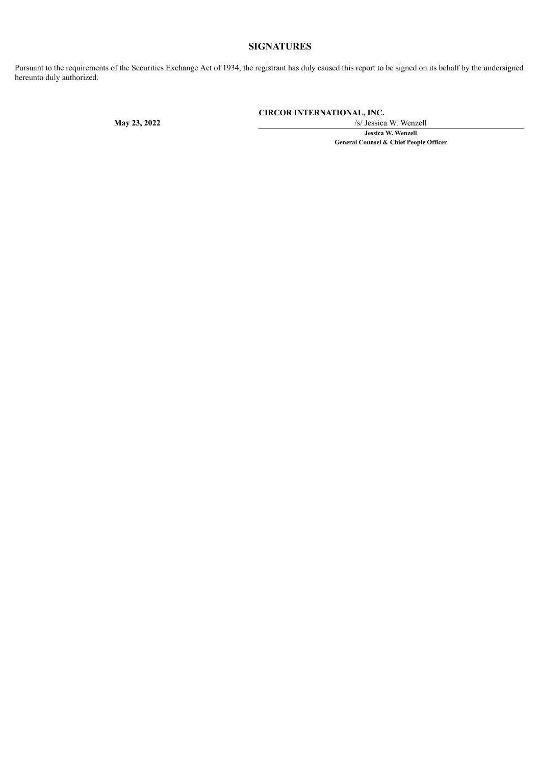# SIGNATURES

Pursuant to the requirements of the Securities Exchange Act of 1934, the registrant has duly caused this report to be signed on its behalf by the undersigned hereunto duly authorized.

**CIRCOR INTERNATIONAL, INC.**

**May 23, 2022**

/s/ Jessica W. Wenzell

**Jessica W. Wenzell**
**General Counsel & Chief People Officer**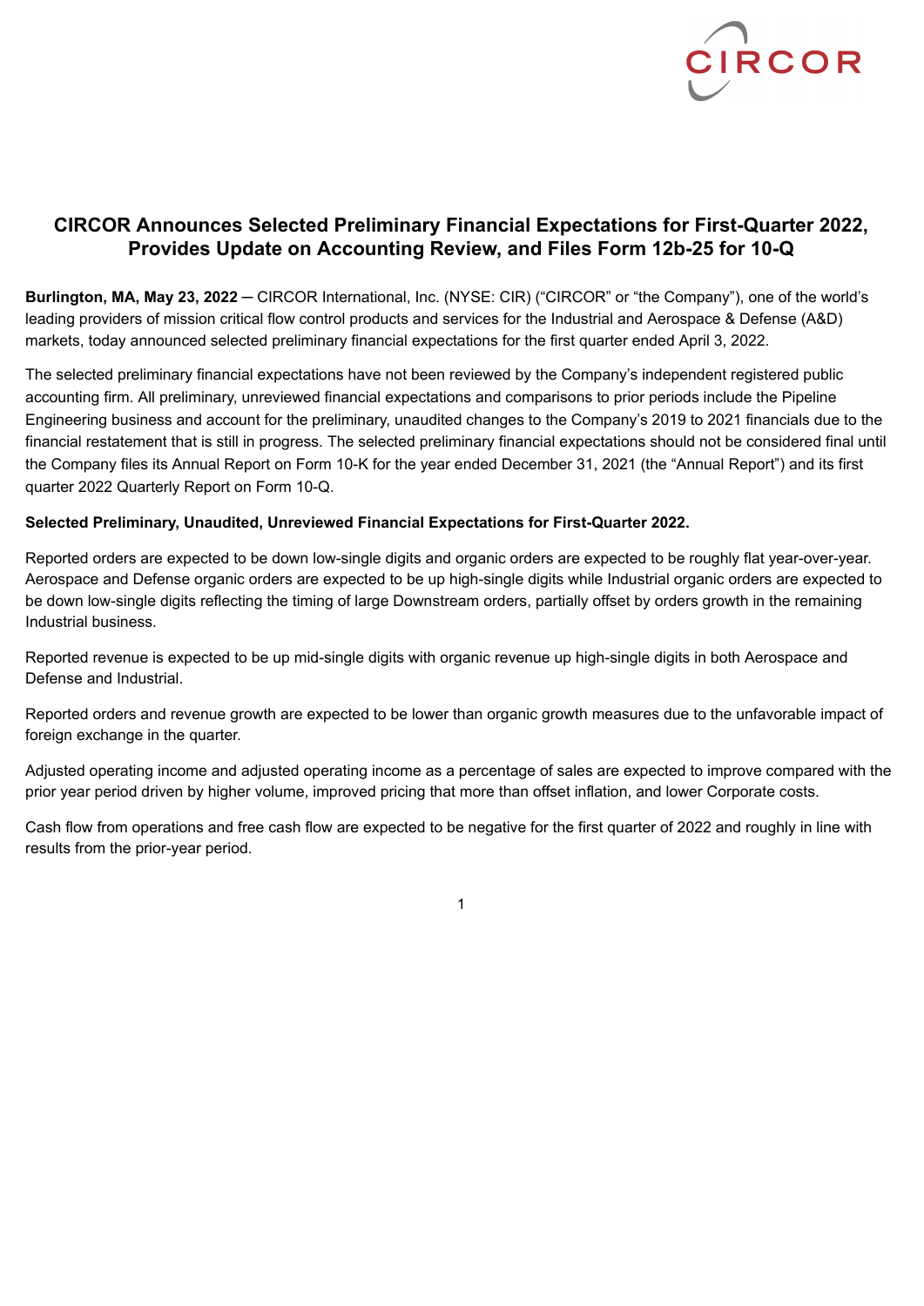# CIRCOR Announces Selected Preliminary Financial Expectations for First-Quarter 2022, Provides Update on Accounting Review, and Files Form 12b-25 for 10-Q

**Burlington, MA, May 23, 2022** — CIRCOR International, Inc. (NYSE: CIR) ("CIRCOR" or "the Company"), one of the world's leading providers of mission critical flow control products and services for the Industrial and Aerospace & Defense (A&D) markets, today announced selected preliminary financial expectations for the first quarter ended April 3, 2022.

The selected preliminary financial expectations have not been reviewed by the Company's independent registered public accounting firm. All preliminary, unreviewed financial expectations and comparisons to prior periods include the Pipeline Engineering business and account for the preliminary, unaudited changes to the Company's 2019 to 2021 financials due to the financial restatement that is still in progress. The selected preliminary financial expectations should not be considered final until the Company files its Annual Report on Form 10-K for the year ended December 31, 2021 (the "Annual Report") and its first quarter 2022 Quarterly Report on Form 10-Q.

**Selected Preliminary, Unaudited, Unreviewed Financial Expectations for First-Quarter 2022.**

Reported orders are expected to be down low-single digits and organic orders are expected to be roughly flat year-over-year. Aerospace and Defense organic orders are expected to be up high-single digits while Industrial organic orders are expected to be down low-single digits reflecting the timing of large Downstream orders, partially offset by orders growth in the remaining Industrial business.

Reported revenue is expected to be up mid-single digits with organic revenue up high-single digits in both Aerospace and Defense and Industrial.

Reported orders and revenue growth are expected to be lower than organic growth measures due to the unfavorable impact of foreign exchange in the quarter.

Adjusted operating income and adjusted operating income as a percentage of sales are expected to improve compared with the prior year period driven by higher volume, improved pricing that more than offset inflation, and lower Corporate costs.

Cash flow from operations and free cash flow are expected to be negative for the first quarter of 2022 and roughly in line with results from the prior-year period.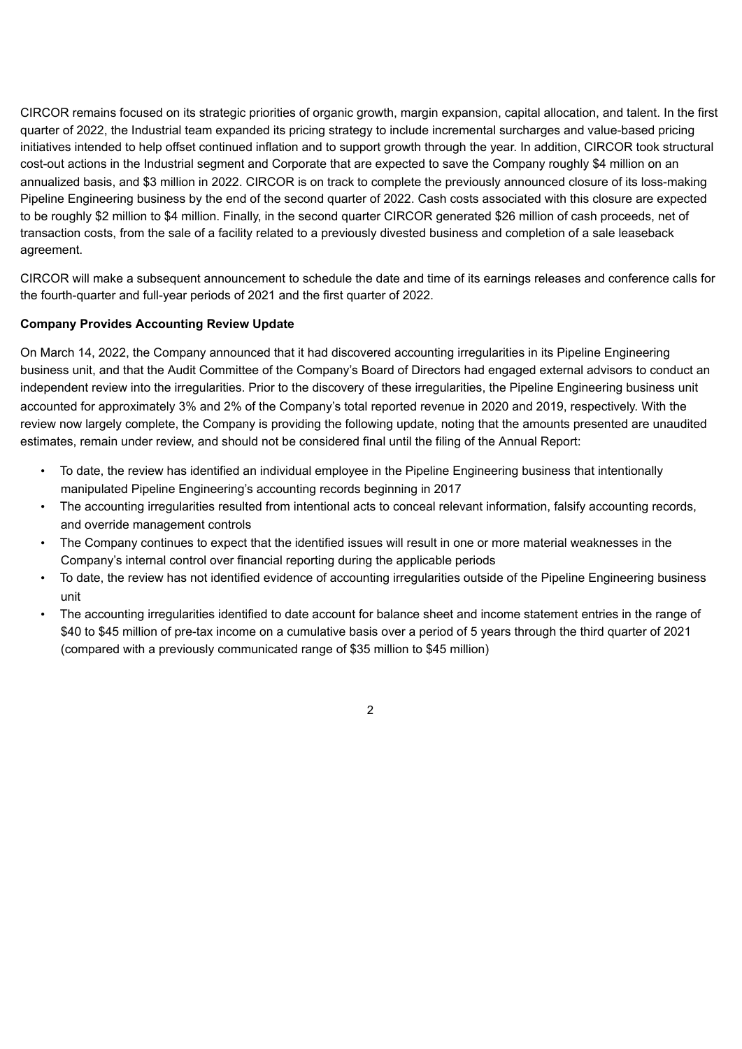CIRCOR remains focused on its strategic priorities of organic growth, margin expansion, capital allocation, and talent. In the first quarter of 2022, the Industrial team expanded its pricing strategy to include incremental surcharges and value-based pricing initiatives intended to help offset continued inflation and to support growth through the year. In addition, CIRCOR took structural cost-out actions in the Industrial segment and Corporate that are expected to save the Company roughly $4 million on an annualized basis, and $3 million in 2022. CIRCOR is on track to complete the previously announced closure of its loss-making Pipeline Engineering business by the end of the second quarter of 2022. Cash costs associated with this closure are expected to be roughly $2 million to $4 million. Finally, in the second quarter CIRCOR generated $26 million of cash proceeds, net of transaction costs, from the sale of a facility related to a previously divested business and completion of a sale leaseback agreement.

CIRCOR will make a subsequent announcement to schedule the date and time of its earnings releases and conference calls for the fourth-quarter and full-year periods of 2021 and the first quarter of 2022.

**Company Provides Accounting Review Update**

On March 14, 2022, the Company announced that it had discovered accounting irregularities in its Pipeline Engineering business unit, and that the Audit Committee of the Company's Board of Directors had engaged external advisors to conduct an independent review into the irregularities. Prior to the discovery of these irregularities, the Pipeline Engineering business unit accounted for approximately 3% and 2% of the Company's total reported revenue in 2020 and 2019, respectively. With the review now largely complete, the Company is providing the following update, noting that the amounts presented are unaudited estimates, remain under review, and should not be considered final until the filing of the Annual Report:

- To date, the review has identified an individual employee in the Pipeline Engineering business that intentionally manipulated Pipeline Engineering's accounting records beginning in 2017
- The accounting irregularities resulted from intentional acts to conceal relevant information, falsify accounting records, and override management controls
- The Company continues to expect that the identified issues will result in one or more material weaknesses in the Company's internal control over financial reporting during the applicable periods
- To date, the review has not identified evidence of accounting irregularities outside of the Pipeline Engineering business unit
- The accounting irregularities identified to date account for balance sheet and income statement entries in the range of $40 to $45 million of pre-tax income on a cumulative basis over a period of 5 years through the third quarter of 2021 (compared with a previously communicated range of $35 million to $45 million)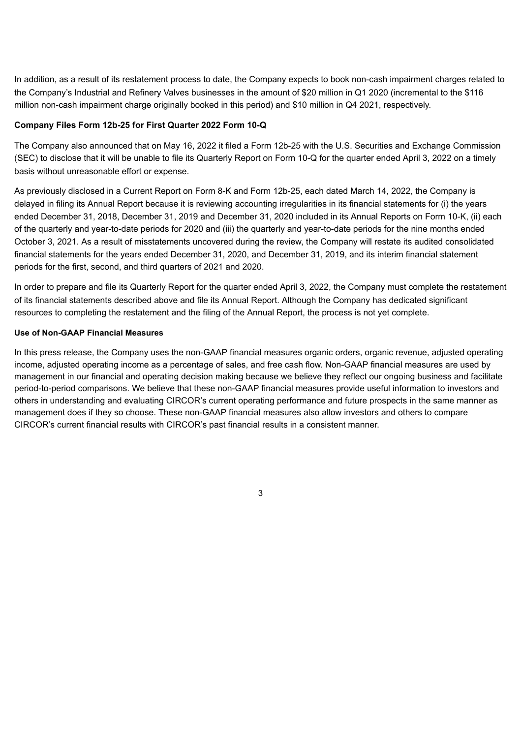In addition, as a result of its restatement process to date, the Company expects to book non-cash impairment charges related to the Company's Industrial and Refinery Valves businesses in the amount of $20 million in Q1 2020 (incremental to the $116 million non-cash impairment charge originally booked in this period) and $10 million in Q4 2021, respectively.

**Company Files Form 12b-25 for First Quarter 2022 Form 10-Q**

The Company also announced that on May 16, 2022 it filed a Form 12b-25 with the U.S. Securities and Exchange Commission (SEC) to disclose that it will be unable to file its Quarterly Report on Form 10-Q for the quarter ended April 3, 2022 on a timely basis without unreasonable effort or expense.

As previously disclosed in a Current Report on Form 8-K and Form 12b-25, each dated March 14, 2022, the Company is delayed in filing its Annual Report because it is reviewing accounting irregularities in its financial statements for (i) the years ended December 31, 2018, December 31, 2019 and December 31, 2020 included in its Annual Reports on Form 10-K, (ii) each of the quarterly and year-to-date periods for 2020 and (iii) the quarterly and year-to-date periods for the nine months ended October 3, 2021. As a result of misstatements uncovered during the review, the Company will restate its audited consolidated financial statements for the years ended December 31, 2020, and December 31, 2019, and its interim financial statement periods for the first, second, and third quarters of 2021 and 2020.

In order to prepare and file its Quarterly Report for the quarter ended April 3, 2022, the Company must complete the restatement of its financial statements described above and file its Annual Report. Although the Company has dedicated significant resources to completing the restatement and the filing of the Annual Report, the process is not yet complete.

**Use of Non-GAAP Financial Measures**

In this press release, the Company uses the non-GAAP financial measures organic orders, organic revenue, adjusted operating income, adjusted operating income as a percentage of sales, and free cash flow. Non-GAAP financial measures are used by management in our financial and operating decision making because we believe they reflect our ongoing business and facilitate period-to-period comparisons. We believe that these non-GAAP financial measures provide useful information to investors and others in understanding and evaluating CIRCOR's current operating performance and future prospects in the same manner as management does if they so choose. These non-GAAP financial measures also allow investors and others to compare CIRCOR's current financial results with CIRCOR's past financial results in a consistent manner.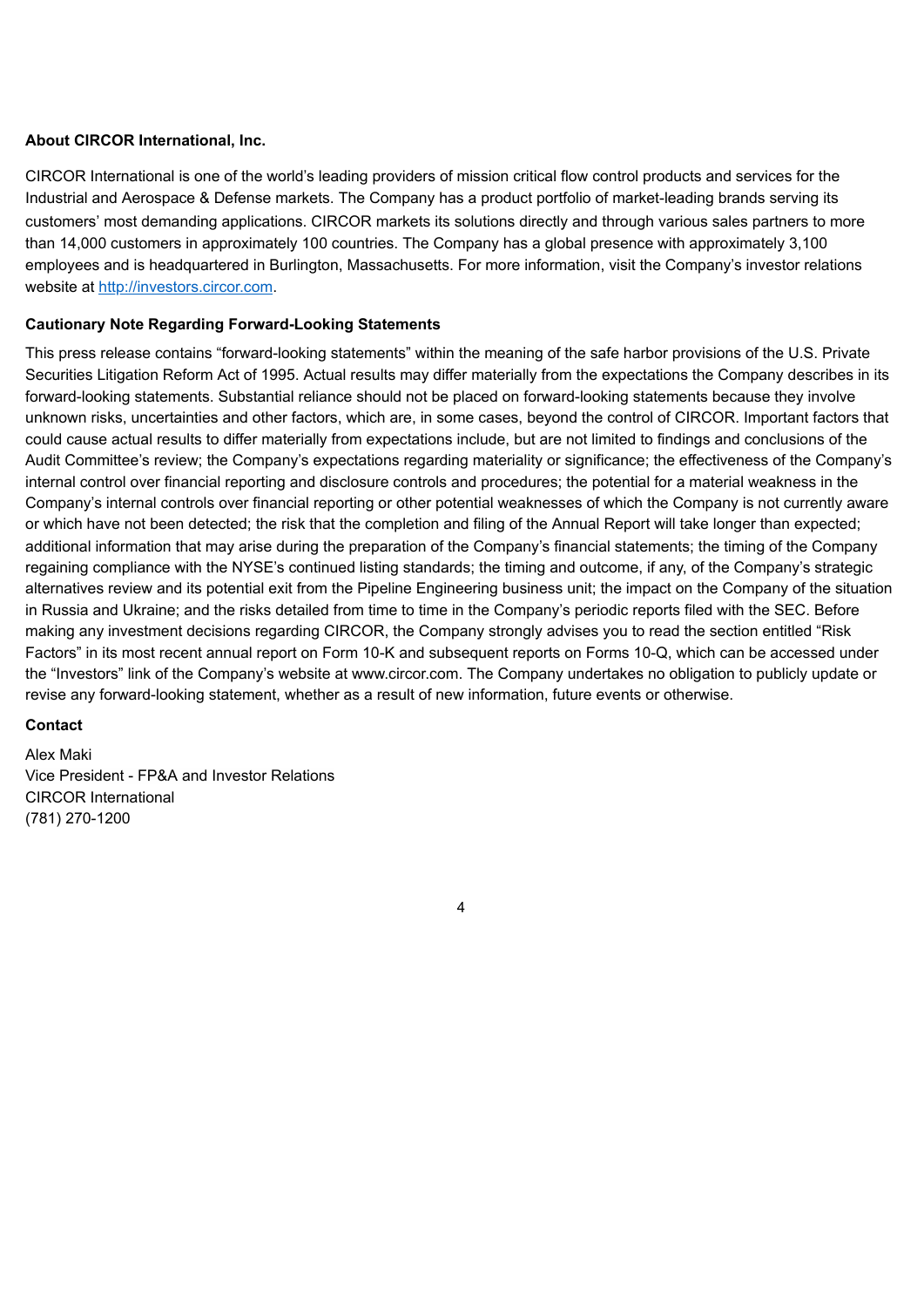**About CIRCOR International, Inc.**

CIRCOR International is one of the world's leading providers of mission critical flow control products and services for the Industrial and Aerospace & Defense markets. The Company has a product portfolio of market-leading brands serving its customers' most demanding applications. CIRCOR markets its solutions directly and through various sales partners to more than 14,000 customers in approximately 100 countries. The Company has a global presence with approximately 3,100 employees and is headquartered in Burlington, Massachusetts. For more information, visit the Company's investor relations website at [http://investors.circor.com](http://investors.circor.com).

**Cautionary Note Regarding Forward-Looking Statements**

This press release contains "forward-looking statements" within the meaning of the safe harbor provisions of the U.S. Private Securities Litigation Reform Act of 1995. Actual results may differ materially from the expectations the Company describes in its forward-looking statements. Substantial reliance should not be placed on forward-looking statements because they involve unknown risks, uncertainties and other factors, which are, in some cases, beyond the control of CIRCOR. Important factors that could cause actual results to differ materially from expectations include, but are not limited to findings and conclusions of the Audit Committee's review; the Company's expectations regarding materiality or significance; the effectiveness of the Company's internal control over financial reporting and disclosure controls and procedures; the potential for a material weakness in the Company's internal controls over financial reporting or other potential weaknesses of which the Company is not currently aware or which have not been detected; the risk that the completion and filing of the Annual Report will take longer than expected; additional information that may arise during the preparation of the Company's financial statements; the timing of the Company regaining compliance with the NYSE's continued listing standards; the timing and outcome, if any, of the Company's strategic alternatives review and its potential exit from the Pipeline Engineering business unit; the impact on the Company of the situation in Russia and Ukraine; and the risks detailed from time to time in the Company's periodic reports filed with the SEC. Before making any investment decisions regarding CIRCOR, the Company strongly advises you to read the section entitled "Risk Factors" in its most recent annual report on Form 10-K and subsequent reports on Forms 10-Q, which can be accessed under the "Investors" link of the Company's website at www.circor.com. The Company undertakes no obligation to publicly update or revise any forward-looking statement, whether as a result of new information, future events or otherwise.

**Contact**

Alex Maki
Vice President - FP&A and Investor Relations
CIRCOR International
(781) 270-1200